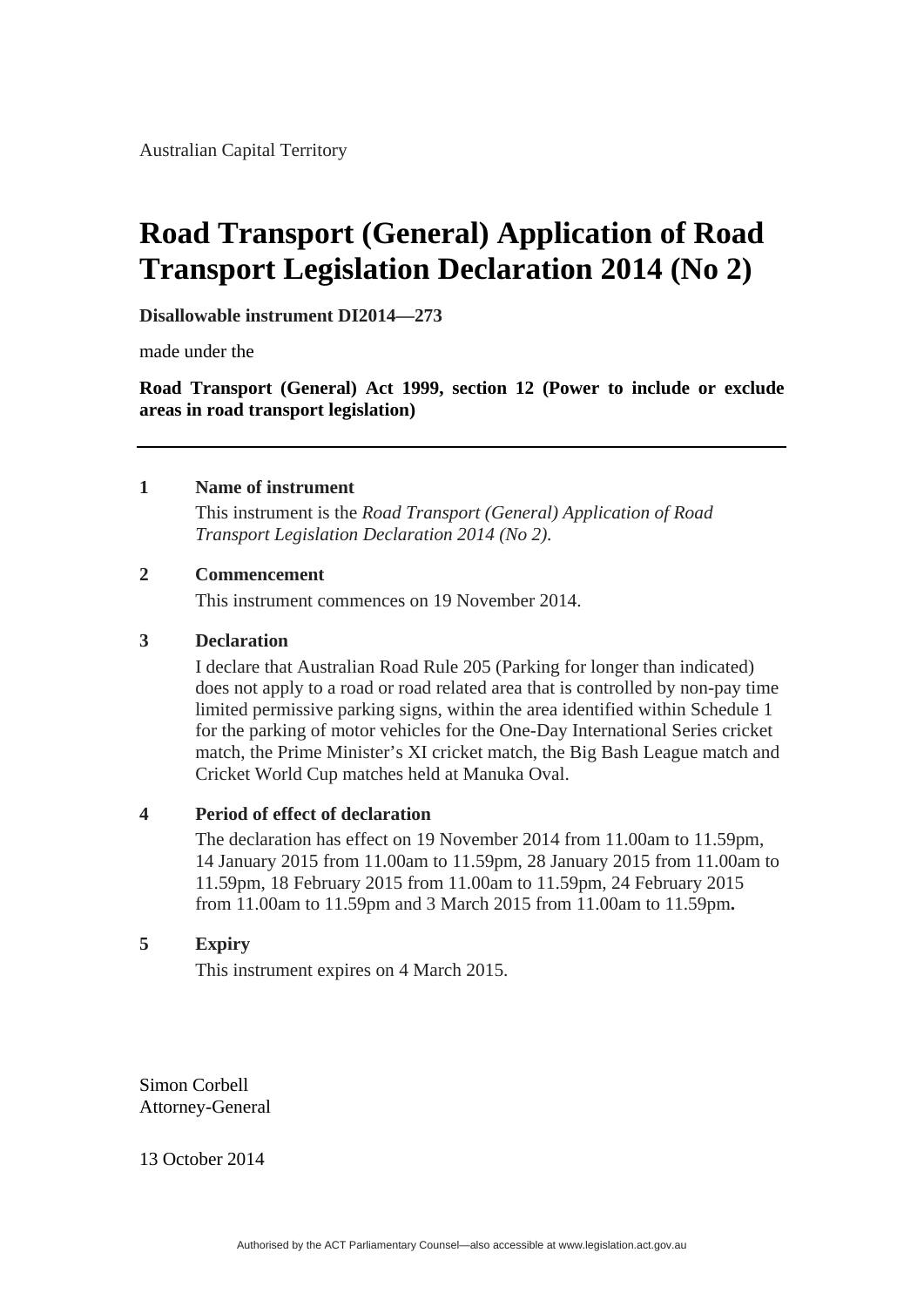Australian Capital Territory

# Road Transport (General) Application of Road Transport Legislation Declaration 2014 (No 2)

**Disallowable instrument DI2014—273**

made under the

**Road Transport (General) Act 1999, section 12 (Power to include or exclude areas in road transport legislation)**

---

## 1 Name of instrument

This instrument is the *Road Transport (General) Application of Road Transport Legislation Declaration 2014 (No 2).*

## 2 Commencement

This instrument commences on 19 November 2014.

## 3 Declaration

I declare that Australian Road Rule 205 (Parking for longer than indicated) does not apply to a road or road related area that is controlled by non-pay time limited permissive parking signs, within the area identified within Schedule 1 for the parking of motor vehicles for the One-Day International Series cricket match, the Prime Minister's XI cricket match, the Big Bash League match and Cricket World Cup matches held at Manuka Oval.

## 4 Period of effect of declaration

The declaration has effect on 19 November 2014 from 11.00am to 11.59pm, 14 January 2015 from 11.00am to 11.59pm, 28 January 2015 from 11.00am to 11.59pm, 18 February 2015 from 11.00am to 11.59pm, 24 February 2015 from 11.00am to 11.59pm and 3 March 2015 from 11.00am to 11.59pm**.**

## 5 Expiry

This instrument expires on 4 March 2015.

Simon Corbell
Attorney-General

13 October 2014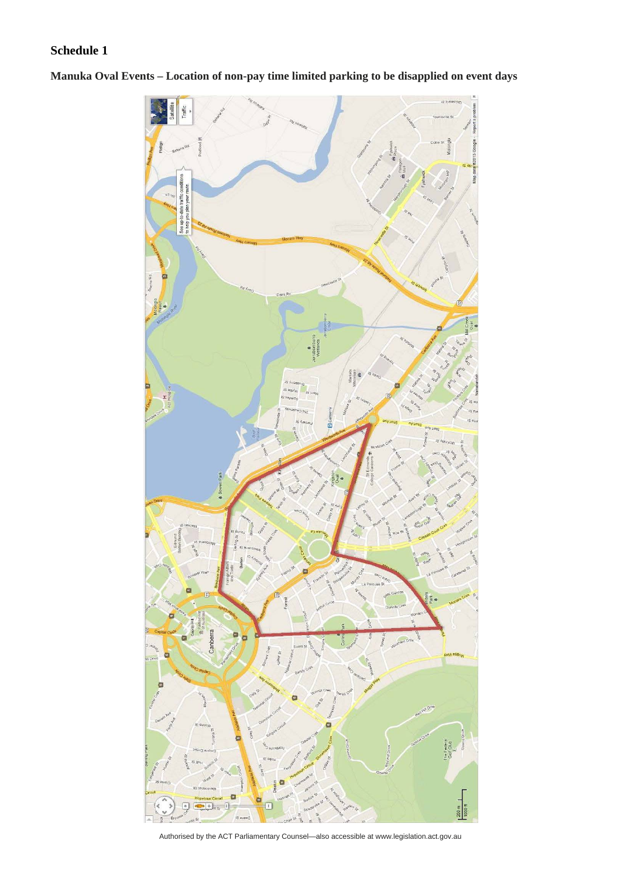# Schedule 1

**Manuka Oval Events – Location of non-pay time limited parking to be disapplied on event days**